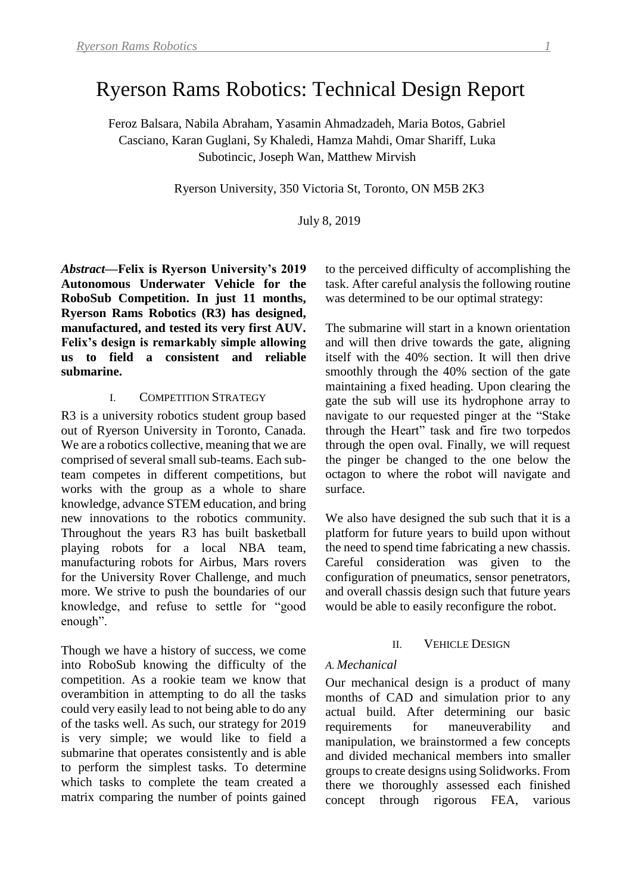# Ryerson Rams Robotics: Technical Design Report

Feroz Balsara, Nabila Abraham, Yasamin Ahmadzadeh, Maria Botos, Gabriel Casciano, Karan Guglani, Sy Khaledi, Hamza Mahdi, Omar Shariff, Luka Subotincic, Joseph Wan, Matthew Mirvish

Ryerson University, 350 Victoria St, Toronto, ON M5B 2K3

July 8, 2019

***Abstract*—Felix is Ryerson University's 2019 Autonomous Underwater Vehicle for the RoboSub Competition. In just 11 months, Ryerson Rams Robotics (R3) has designed, manufactured, and tested its very first AUV. Felix's design is remarkably simple allowing us to field a consistent and reliable submarine.**

## I. Competition Strategy

R3 is a university robotics student group based out of Ryerson University in Toronto, Canada. We are a robotics collective, meaning that we are comprised of several small sub-teams. Each sub-team competes in different competitions, but works with the group as a whole to share knowledge, advance STEM education, and bring new innovations to the robotics community. Throughout the years R3 has built basketball playing robots for a local NBA team, manufacturing robots for Airbus, Mars rovers for the University Rover Challenge, and much more. We strive to push the boundaries of our knowledge, and refuse to settle for "good enough".

Though we have a history of success, we come into RoboSub knowing the difficulty of the competition. As a rookie team we know that overambition in attempting to do all the tasks could very easily lead to not being able to do any of the tasks well. As such, our strategy for 2019 is very simple; we would like to field a submarine that operates consistently and is able to perform the simplest tasks. To determine which tasks to complete the team created a matrix comparing the number of points gained to the perceived difficulty of accomplishing the task. After careful analysis the following routine was determined to be our optimal strategy:

The submarine will start in a known orientation and will then drive towards the gate, aligning itself with the 40% section. It will then drive smoothly through the 40% section of the gate maintaining a fixed heading. Upon clearing the gate the sub will use its hydrophone array to navigate to our requested pinger at the "Stake through the Heart" task and fire two torpedos through the open oval. Finally, we will request the pinger be changed to the one below the octagon to where the robot will navigate and surface.

We also have designed the sub such that it is a platform for future years to build upon without the need to spend time fabricating a new chassis. Careful consideration was given to the configuration of pneumatics, sensor penetrators, and overall chassis design such that future years would be able to easily reconfigure the robot.

## II. Vehicle Design

### *A. Mechanical*

Our mechanical design is a product of many months of CAD and simulation prior to any actual build. After determining our basic requirements for maneuverability and manipulation, we brainstormed a few concepts and divided mechanical members into smaller groups to create designs using Solidworks. From there we thoroughly assessed each finished concept through rigorous FEA, various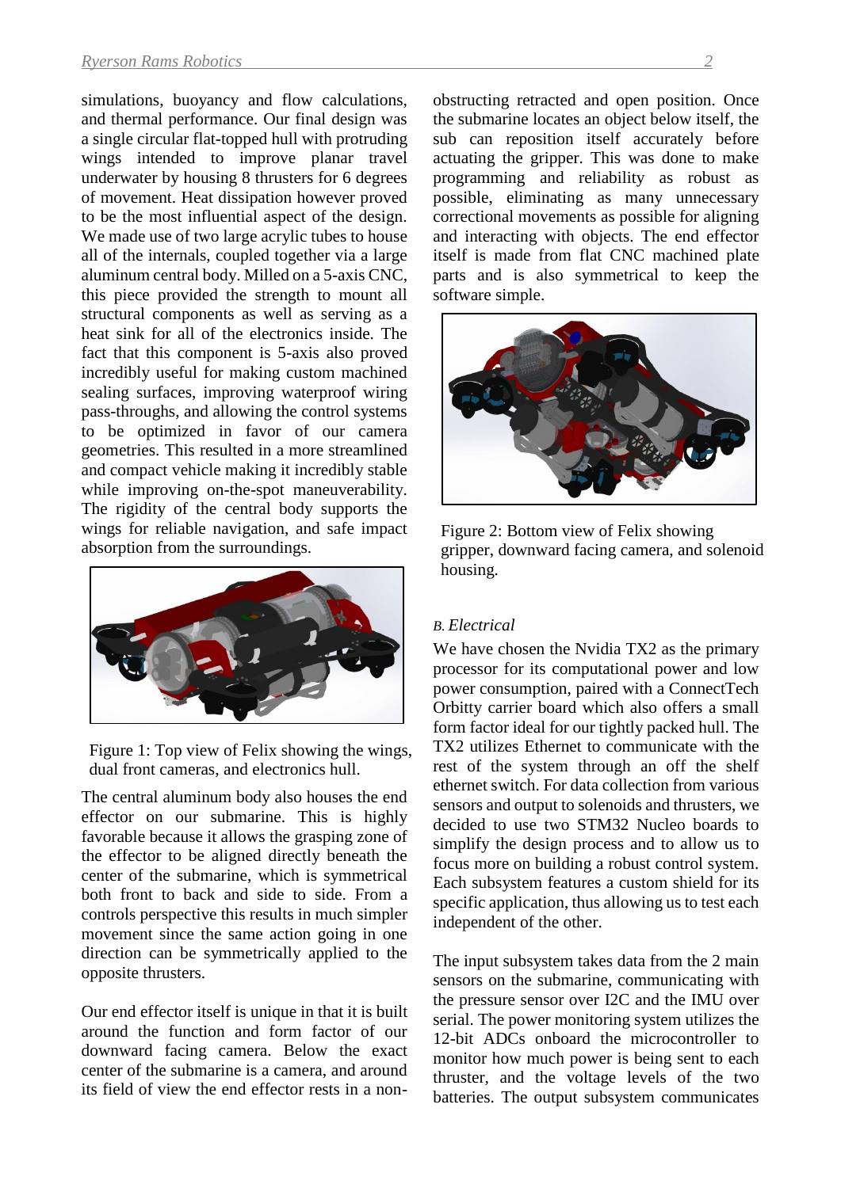simulations, buoyancy and flow calculations, and thermal performance. Our final design was a single circular flat-topped hull with protruding wings intended to improve planar travel underwater by housing 8 thrusters for 6 degrees of movement. Heat dissipation however proved to be the most influential aspect of the design. We made use of two large acrylic tubes to house all of the internals, coupled together via a large aluminum central body. Milled on a 5-axis CNC, this piece provided the strength to mount all structural components as well as serving as a heat sink for all of the electronics inside. The fact that this component is 5-axis also proved incredibly useful for making custom machined sealing surfaces, improving waterproof wiring pass-throughs, and allowing the control systems to be optimized in favor of our camera geometries. This resulted in a more streamlined and compact vehicle making it incredibly stable while improving on-the-spot maneuverability. The rigidity of the central body supports the wings for reliable navigation, and safe impact absorption from the surroundings.

Figure 1: Top view of Felix showing the wings, dual front cameras, and electronics hull.

The central aluminum body also houses the end effector on our submarine. This is highly favorable because it allows the grasping zone of the effector to be aligned directly beneath the center of the submarine, which is symmetrical both front to back and side to side. From a controls perspective this results in much simpler movement since the same action going in one direction can be symmetrically applied to the opposite thrusters.

Our end effector itself is unique in that it is built around the function and form factor of our downward facing camera. Below the exact center of the submarine is a camera, and around its field of view the end effector rests in a non-obstructing retracted and open position. Once the submarine locates an object below itself, the sub can reposition itself accurately before actuating the gripper. This was done to make programming and reliability as robust as possible, eliminating as many unnecessary correctional movements as possible for aligning and interacting with objects. The end effector itself is made from flat CNC machined plate parts and is also symmetrical to keep the software simple.

Figure 2: Bottom view of Felix showing gripper, downward facing camera, and solenoid housing.

### B. *Electrical*

We have chosen the Nvidia TX2 as the primary processor for its computational power and low power consumption, paired with a ConnectTech Orbitty carrier board which also offers a small form factor ideal for our tightly packed hull. The TX2 utilizes Ethernet to communicate with the rest of the system through an off the shelf ethernet switch. For data collection from various sensors and output to solenoids and thrusters, we decided to use two STM32 Nucleo boards to simplify the design process and to allow us to focus more on building a robust control system. Each subsystem features a custom shield for its specific application, thus allowing us to test each independent of the other.

The input subsystem takes data from the 2 main sensors on the submarine, communicating with the pressure sensor over I2C and the IMU over serial. The power monitoring system utilizes the 12-bit ADCs onboard the microcontroller to monitor how much power is being sent to each thruster, and the voltage levels of the two batteries. The output subsystem communicates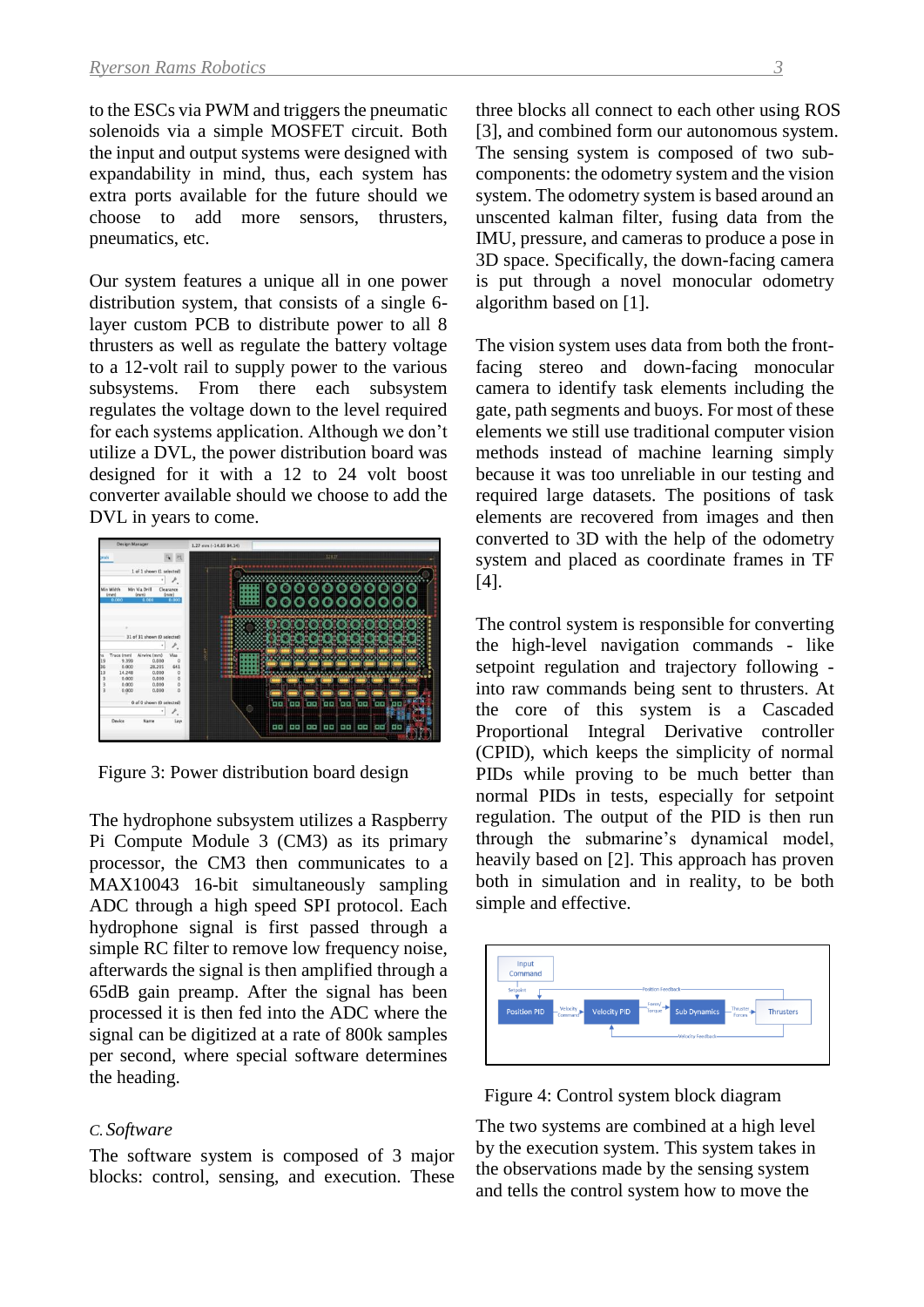to the ESCs via PWM and triggers the pneumatic solenoids via a simple MOSFET circuit. Both the input and output systems were designed with expandability in mind, thus, each system has extra ports available for the future should we choose to add more sensors, thrusters, pneumatics, etc.

Our system features a unique all in one power distribution system, that consists of a single 6-layer custom PCB to distribute power to all 8 thrusters as well as regulate the battery voltage to a 12-volt rail to supply power to the various subsystems. From there each subsystem regulates the voltage down to the level required for each systems application. Although we don't utilize a DVL, the power distribution board was designed for it with a 12 to 24 volt boost converter available should we choose to add the DVL in years to come.

Figure 3: Power distribution board design

The hydrophone subsystem utilizes a Raspberry Pi Compute Module 3 (CM3) as its primary processor, the CM3 then communicates to a MAX10043 16-bit simultaneously sampling ADC through a high speed SPI protocol. Each hydrophone signal is first passed through a simple RC filter to remove low frequency noise, afterwards the signal is then amplified through a 65dB gain preamp. After the signal has been processed it is then fed into the ADC where the signal can be digitized at a rate of 800k samples per second, where special software determines the heading.

### C. Software

The software system is composed of 3 major blocks: control, sensing, and execution. These three blocks all connect to each other using ROS [3], and combined form our autonomous system. The sensing system is composed of two sub-components: the odometry system and the vision system. The odometry system is based around an unscented kalman filter, fusing data from the IMU, pressure, and cameras to produce a pose in 3D space. Specifically, the down-facing camera is put through a novel monocular odometry algorithm based on [1].

The vision system uses data from both the front-facing stereo and down-facing monocular camera to identify task elements including the gate, path segments and buoys. For most of these elements we still use traditional computer vision methods instead of machine learning simply because it was too unreliable in our testing and required large datasets. The positions of task elements are recovered from images and then converted to 3D with the help of the odometry system and placed as coordinate frames in TF [4].

The control system is responsible for converting the high-level navigation commands - like setpoint regulation and trajectory following - into raw commands being sent to thrusters. At the core of this system is a Cascaded Proportional Integral Derivative controller (CPID), which keeps the simplicity of normal PIDs while proving to be much better than normal PIDs in tests, especially for setpoint regulation. The output of the PID is then run through the submarine's dynamical model, heavily based on [2]. This approach has proven both in simulation and in reality, to be both simple and effective.

Figure 4: Control system block diagram

The two systems are combined at a high level by the execution system. This system takes in the observations made by the sensing system and tells the control system how to move the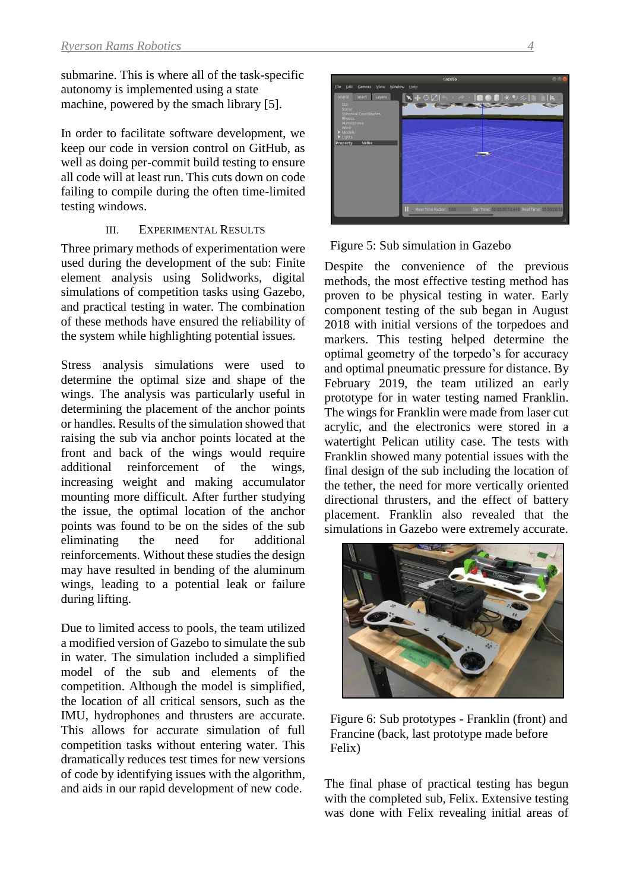submarine. This is where all of the task-specific autonomy is implemented using a state machine, powered by the smach library [5].

In order to facilitate software development, we keep our code in version control on GitHub, as well as doing per-commit build testing to ensure all code will at least run. This cuts down on code failing to compile during the often time-limited testing windows.

## III. EXPERIMENTAL RESULTS

Three primary methods of experimentation were used during the development of the sub: Finite element analysis using Solidworks, digital simulations of competition tasks using Gazebo, and practical testing in water. The combination of these methods have ensured the reliability of the system while highlighting potential issues.

Stress analysis simulations were used to determine the optimal size and shape of the wings. The analysis was particularly useful in determining the placement of the anchor points or handles. Results of the simulation showed that raising the sub via anchor points located at the front and back of the wings would require additional reinforcement of the wings, increasing weight and making accumulator mounting more difficult. After further studying the issue, the optimal location of the anchor points was found to be on the sides of the sub eliminating the need for additional reinforcements. Without these studies the design may have resulted in bending of the aluminum wings, leading to a potential leak or failure during lifting.

Due to limited access to pools, the team utilized a modified version of Gazebo to simulate the sub in water. The simulation included a simplified model of the sub and elements of the competition. Although the model is simplified, the location of all critical sensors, such as the IMU, hydrophones and thrusters are accurate. This allows for accurate simulation of full competition tasks without entering water. This dramatically reduces test times for new versions of code by identifying issues with the algorithm, and aids in our rapid development of new code.

Figure 5: Sub simulation in Gazebo

Despite the convenience of the previous methods, the most effective testing method has proven to be physical testing in water. Early component testing of the sub began in August 2018 with initial versions of the torpedoes and markers. This testing helped determine the optimal geometry of the torpedo's for accuracy and optimal pneumatic pressure for distance. By February 2019, the team utilized an early prototype for in water testing named Franklin. The wings for Franklin were made from laser cut acrylic, and the electronics were stored in a watertight Pelican utility case. The tests with Franklin showed many potential issues with the final design of the sub including the location of the tether, the need for more vertically oriented directional thrusters, and the effect of battery placement. Franklin also revealed that the simulations in Gazebo were extremely accurate.

Figure 6: Sub prototypes - Franklin (front) and Francine (back, last prototype made before Felix)

The final phase of practical testing has begun with the completed sub, Felix. Extensive testing was done with Felix revealing initial areas of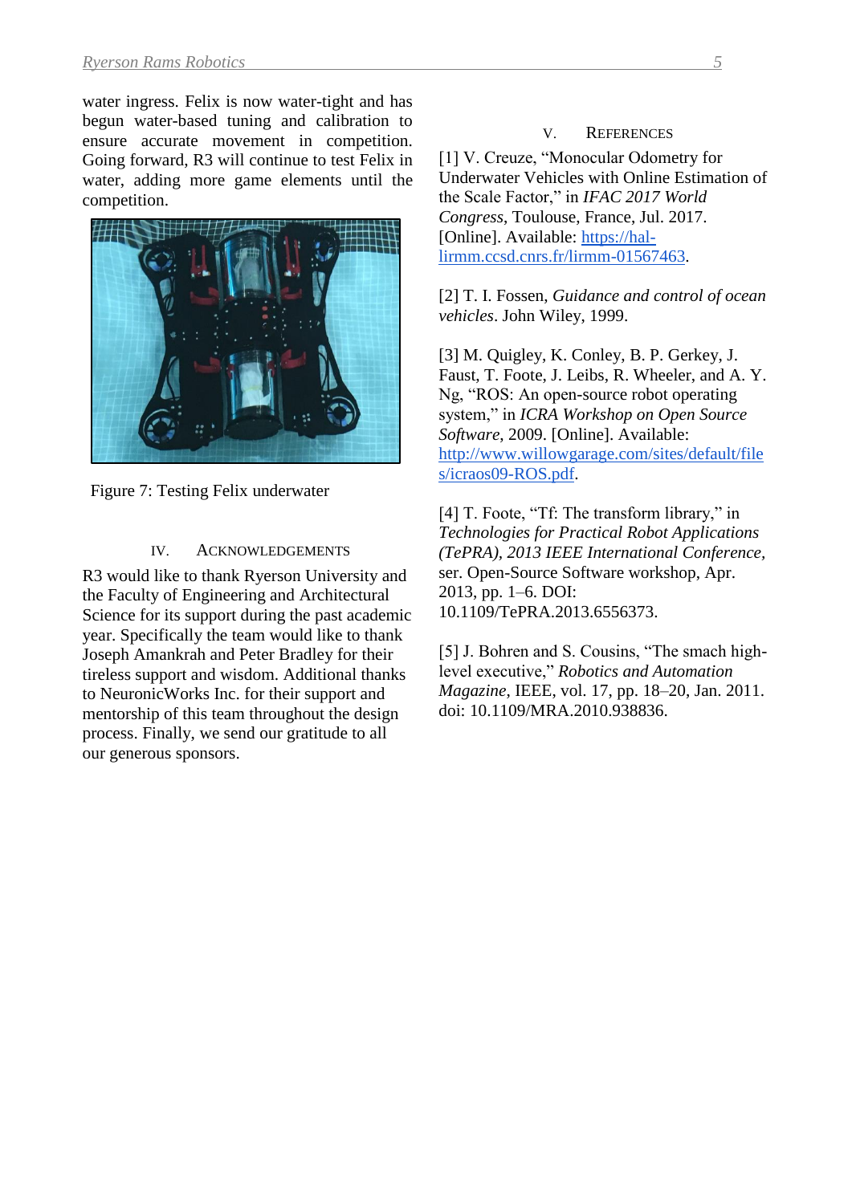water ingress. Felix is now water-tight and has begun water-based tuning and calibration to ensure accurate movement in competition. Going forward, R3 will continue to test Felix in water, adding more game elements until the competition.

Figure 7: Testing Felix underwater

## IV. Acknowledgements

R3 would like to thank Ryerson University and the Faculty of Engineering and Architectural Science for its support during the past academic year. Specifically the team would like to thank Joseph Amankrah and Peter Bradley for their tireless support and wisdom. Additional thanks to NeuronicWorks Inc. for their support and mentorship of this team throughout the design process. Finally, we send our gratitude to all our generous sponsors.

## V. References

[1] V. Creuze, “Monocular Odometry for Underwater Vehicles with Online Estimation of the Scale Factor,” in *IFAC 2017 World Congress*, Toulouse, France, Jul. 2017. [Online]. Available: https://hal-lirmm.ccsd.cnrs.fr/lirmm-01567463.

[2] T. I. Fossen, *Guidance and control of ocean vehicles*. John Wiley, 1999.

[3] M. Quigley, K. Conley, B. P. Gerkey, J. Faust, T. Foote, J. Leibs, R. Wheeler, and A. Y. Ng, “ROS: An open-source robot operating system,” in *ICRA Workshop on Open Source Software*, 2009. [Online]. Available: http://www.willowgarage.com/sites/default/files/icraos09-ROS.pdf.

[4] T. Foote, “Tf: The transform library,” in *Technologies for Practical Robot Applications (TePRA), 2013 IEEE International Conference*, ser. Open-Source Software workshop, Apr. 2013, pp. 1–6. DOI: 10.1109/TePRA.2013.6556373.

[5] J. Bohren and S. Cousins, “The smach high-level executive,” *Robotics and Automation Magazine*, IEEE, vol. 17, pp. 18–20, Jan. 2011. doi: 10.1109/MRA.2010.938836.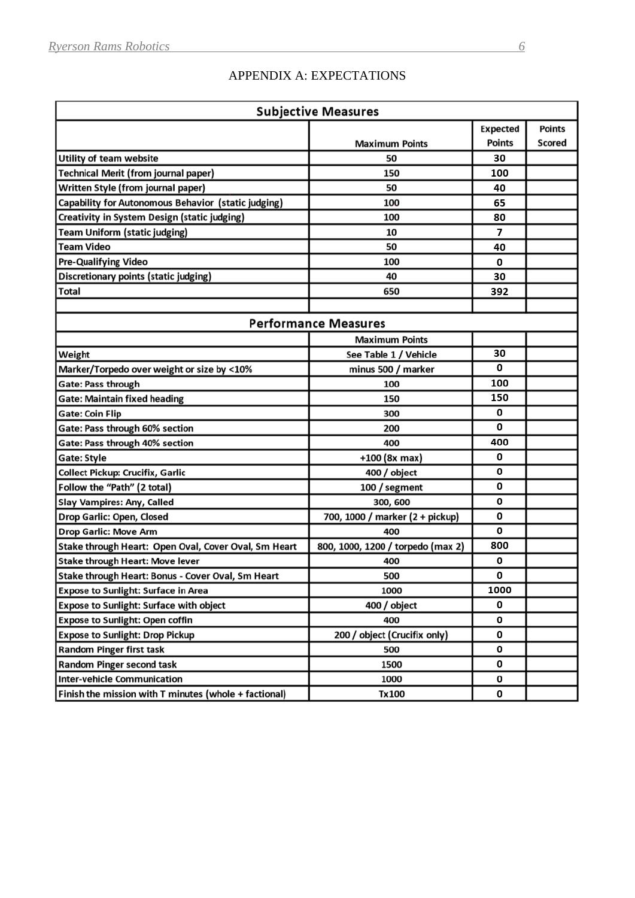## APPENDIX A: EXPECTATIONS

| Subjective Measures | | | |
|---|---|---|---|
| | Maximum Points | Expected Points | Points Scored |
| Utility of team website | 50 | 30 | |
| Technical Merit (from journal paper) | 150 | 100 | |
| Written Style (from journal paper) | 50 | 40 | |
| Capability for Autonomous Behavior (static judging) | 100 | 65 | |
| Creativity in System Design (static judging) | 100 | 80 | |
| Team Uniform (static judging) | 10 | 7 | |
| Team Video | 50 | 40 | |
| Pre-Qualifying Video | 100 | 0 | |
| Discretionary points (static judging) | 40 | 30 | |
| Total | 650 | 392 | |

| Performance Measures | | | |
|---|---|---|---|
| | Maximum Points | | |
| Weight | See Table 1 / Vehicle | 30 | |
| Marker/Torpedo over weight or size by <10% | minus 500 / marker | 0 | |
| Gate: Pass through | 100 | 100 | |
| Gate: Maintain fixed heading | 150 | 150 | |
| Gate: Coin Flip | 300 | 0 | |
| Gate: Pass through 60% section | 200 | 0 | |
| Gate: Pass through 40% section | 400 | 400 | |
| Gate: Style | +100 (8x max) | 0 | |
| Collect Pickup: Crucifix, Garlic | 400 / object | 0 | |
| Follow the "Path" (2 total) | 100 / segment | 0 | |
| Slay Vampires: Any, Called | 300, 600 | 0 | |
| Drop Garlic: Open, Closed | 700, 1000 / marker (2 + pickup) | 0 | |
| Drop Garlic: Move Arm | 400 | 0 | |
| Stake through Heart: Open Oval, Cover Oval, Sm Heart | 800, 1000, 1200 / torpedo (max 2) | 800 | |
| Stake through Heart: Move lever | 400 | 0 | |
| Stake through Heart: Bonus - Cover Oval, Sm Heart | 500 | 0 | |
| Expose to Sunlight: Surface in Area | 1000 | 1000 | |
| Expose to Sunlight: Surface with object | 400 / object | 0 | |
| Expose to Sunlight: Open coffin | 400 | 0 | |
| Expose to Sunlight: Drop Pickup | 200 / object (Crucifix only) | 0 | |
| Random Pinger first task | 500 | 0 | |
| Random Pinger second task | 1500 | 0 | |
| Inter-vehicle Communication | 1000 | 0 | |
| Finish the mission with T minutes (whole + factional) | Tx100 | 0 | |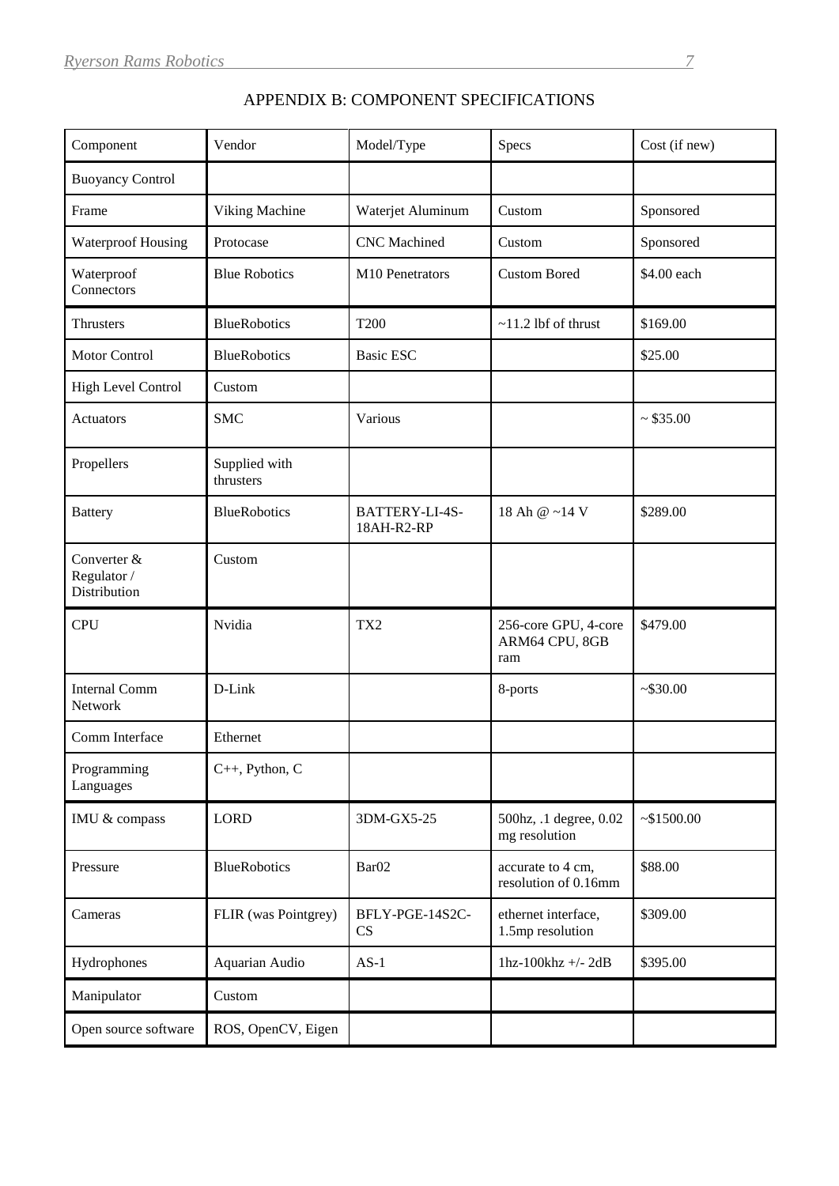# APPENDIX B: COMPONENT SPECIFICATIONS

| Component | Vendor | Model/Type | Specs | Cost (if new) |
|---|---|---|---|---|
| Buoyancy Control | | | | |
| Frame | Viking Machine | Waterjet Aluminum | Custom | Sponsored |
| Waterproof Housing | Protocase | CNC Machined | Custom | Sponsored |
| Waterproof Connectors | Blue Robotics | M10 Penetrators | Custom Bored | $4.00 each |
| Thrusters | BlueRobotics | T200 | ~11.2 lbf of thrust | $169.00 |
| Motor Control | BlueRobotics | Basic ESC | | $25.00 |
| High Level Control | Custom | | | |
| Actuators | SMC | Various | | ~ $35.00 |
| Propellers | Supplied with thrusters | | | |
| Battery | BlueRobotics | BATTERY-LI-4S-18AH-R2-RP | 18 Ah @ ~14 V | $289.00 |
| Converter & Regulator / Distribution | Custom | | | |
| CPU | Nvidia | TX2 | 256-core GPU, 4-core ARM64 CPU, 8GB ram | $479.00 |
| Internal Comm Network | D-Link | | 8-ports | ~$30.00 |
| Comm Interface | Ethernet | | | |
| Programming Languages | C++, Python, C | | | |
| IMU & compass | LORD | 3DM-GX5-25 | 500hz, .1 degree, 0.02 mg resolution | ~$1500.00 |
| Pressure | BlueRobotics | Bar02 | accurate to 4 cm, resolution of 0.16mm | $88.00 |
| Cameras | FLIR (was Pointgrey) | BFLY-PGE-14S2C-CS | ethernet interface, 1.5mp resolution | $309.00 |
| Hydrophones | Aquarian Audio | AS-1 | 1hz-100khz +/- 2dB | $395.00 |
| Manipulator | Custom | | | |
| Open source software | ROS, OpenCV, Eigen | | | |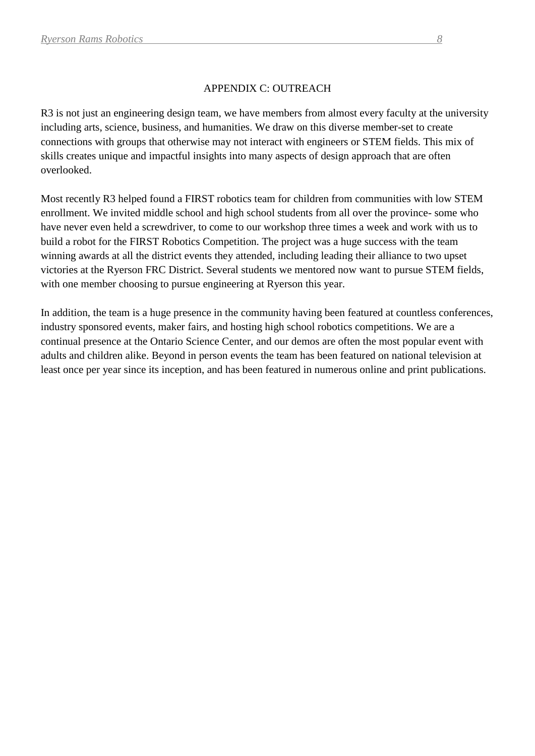## APPENDIX C: OUTREACH

R3 is not just an engineering design team, we have members from almost every faculty at the university including arts, science, business, and humanities. We draw on this diverse member-set to create connections with groups that otherwise may not interact with engineers or STEM fields. This mix of skills creates unique and impactful insights into many aspects of design approach that are often overlooked.

Most recently R3 helped found a FIRST robotics team for children from communities with low STEM enrollment. We invited middle school and high school students from all over the province- some who have never even held a screwdriver, to come to our workshop three times a week and work with us to build a robot for the FIRST Robotics Competition. The project was a huge success with the team winning awards at all the district events they attended, including leading their alliance to two upset victories at the Ryerson FRC District. Several students we mentored now want to pursue STEM fields, with one member choosing to pursue engineering at Ryerson this year.

In addition, the team is a huge presence in the community having been featured at countless conferences, industry sponsored events, maker fairs, and hosting high school robotics competitions. We are a continual presence at the Ontario Science Center, and our demos are often the most popular event with adults and children alike. Beyond in person events the team has been featured on national television at least once per year since its inception, and has been featured in numerous online and print publications.